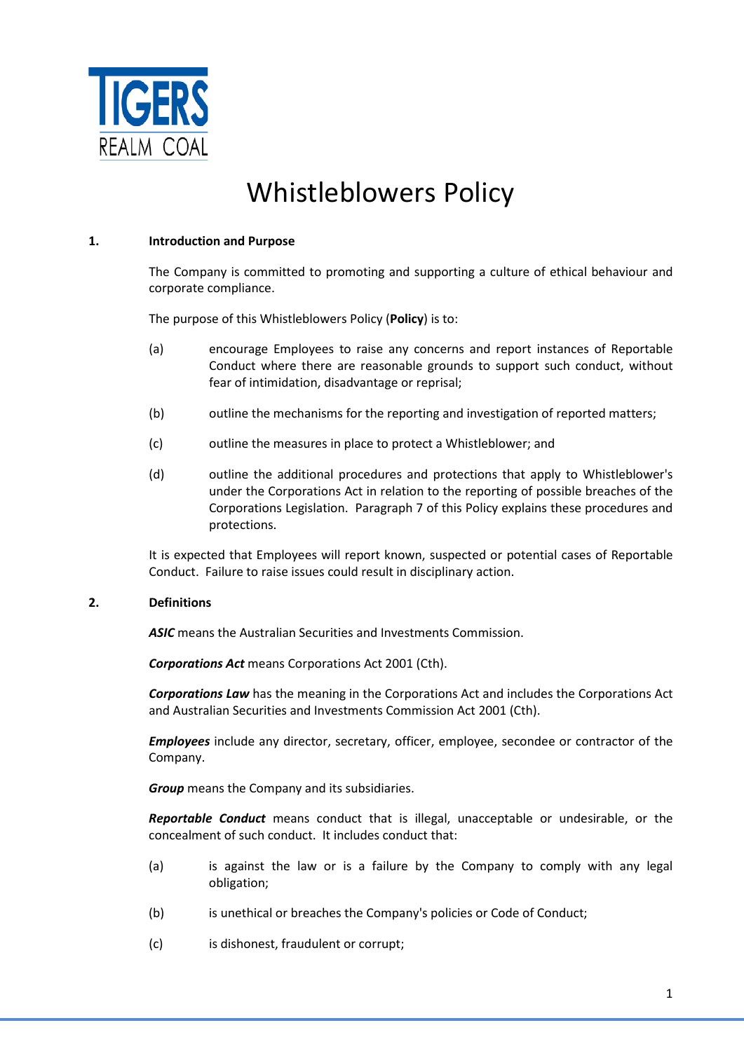# Whistleblowers Policy

## 1. Introduction and Purpose

The Company is committed to promoting and supporting a culture of ethical behaviour and corporate compliance.

The purpose of this Whistleblowers Policy (**Policy**) is to:

(a) encourage Employees to raise any concerns and report instances of Reportable Conduct where there are reasonable grounds to support such conduct, without fear of intimidation, disadvantage or reprisal;

(b) outline the mechanisms for the reporting and investigation of reported matters;

(c) outline the measures in place to protect a Whistleblower; and

(d) outline the additional procedures and protections that apply to Whistleblower's under the Corporations Act in relation to the reporting of possible breaches of the Corporations Legislation. Paragraph 7 of this Policy explains these procedures and protections.

It is expected that Employees will report known, suspected or potential cases of Reportable Conduct. Failure to raise issues could result in disciplinary action.

## 2. Definitions

***ASIC*** means the Australian Securities and Investments Commission.

***Corporations Act*** means Corporations Act 2001 (Cth).

***Corporations Law*** has the meaning in the Corporations Act and includes the Corporations Act and Australian Securities and Investments Commission Act 2001 (Cth).

***Employees*** include any director, secretary, officer, employee, secondee or contractor of the Company.

***Group*** means the Company and its subsidiaries.

***Reportable Conduct*** means conduct that is illegal, unacceptable or undesirable, or the concealment of such conduct. It includes conduct that:

(a) is against the law or is a failure by the Company to comply with any legal obligation;

(b) is unethical or breaches the Company's policies or Code of Conduct;

(c) is dishonest, fraudulent or corrupt;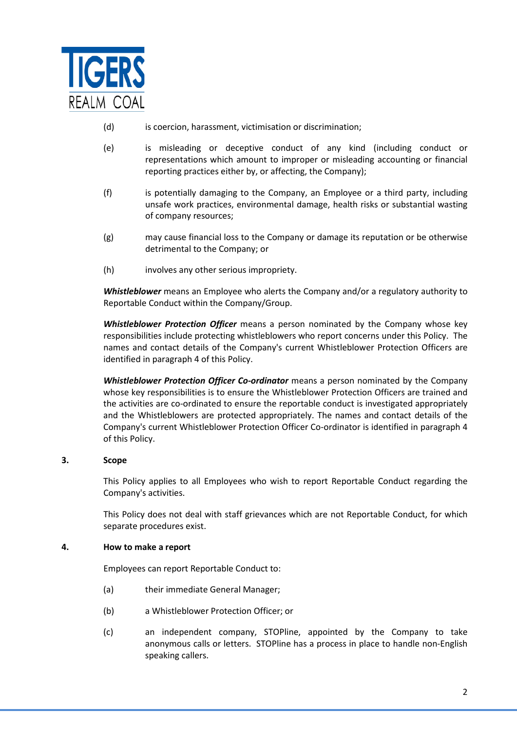(d) is coercion, harassment, victimisation or discrimination;

(e) is misleading or deceptive conduct of any kind (including conduct or representations which amount to improper or misleading accounting or financial reporting practices either by, or affecting, the Company);

(f) is potentially damaging to the Company, an Employee or a third party, including unsafe work practices, environmental damage, health risks or substantial wasting of company resources;

(g) may cause financial loss to the Company or damage its reputation or be otherwise detrimental to the Company; or

(h) involves any other serious impropriety.

***Whistleblower*** means an Employee who alerts the Company and/or a regulatory authority to Reportable Conduct within the Company/Group.

***Whistleblower Protection Officer*** means a person nominated by the Company whose key responsibilities include protecting whistleblowers who report concerns under this Policy. The names and contact details of the Company's current Whistleblower Protection Officers are identified in paragraph 4 of this Policy.

***Whistleblower Protection Officer Co-ordinator*** means a person nominated by the Company whose key responsibilities is to ensure the Whistleblower Protection Officers are trained and the activities are co-ordinated to ensure the reportable conduct is investigated appropriately and the Whistleblowers are protected appropriately. The names and contact details of the Company's current Whistleblower Protection Officer Co-ordinator is identified in paragraph 4 of this Policy.

## 3. Scope

This Policy applies to all Employees who wish to report Reportable Conduct regarding the Company's activities.

This Policy does not deal with staff grievances which are not Reportable Conduct, for which separate procedures exist.

## 4. How to make a report

Employees can report Reportable Conduct to:

(a) their immediate General Manager;

(b) a Whistleblower Protection Officer; or

(c) an independent company, STOPline, appointed by the Company to take anonymous calls or letters. STOPline has a process in place to handle non-English speaking callers.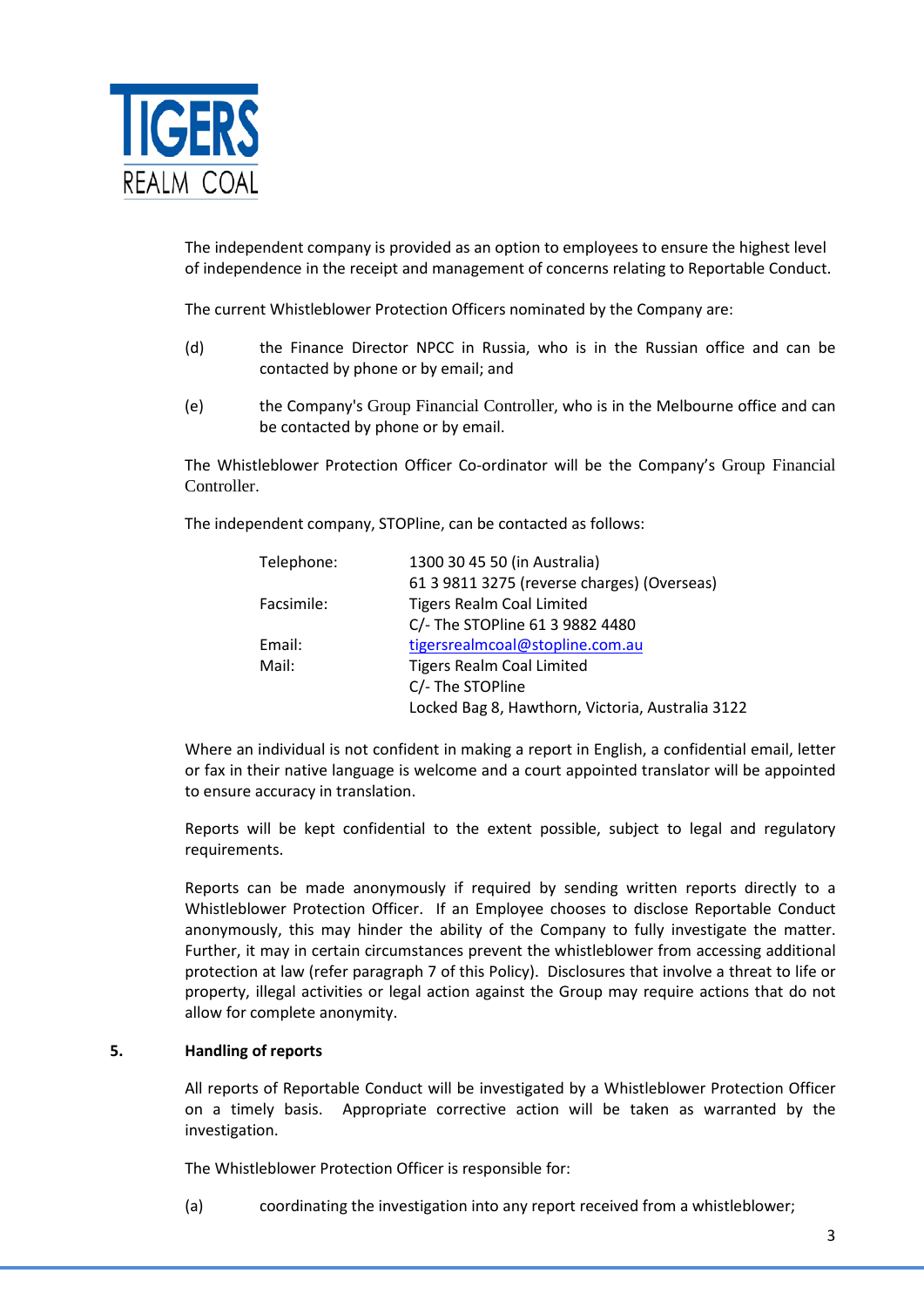The independent company is provided as an option to employees to ensure the highest level of independence in the receipt and management of concerns relating to Reportable Conduct.

The current Whistleblower Protection Officers nominated by the Company are:

(d) the Finance Director NPCC in Russia, who is in the Russian office and can be contacted by phone or by email; and

(e) the Company's Group Financial Controller, who is in the Melbourne office and can be contacted by phone or by email.

The Whistleblower Protection Officer Co-ordinator will be the Company's Group Financial Controller.

The independent company, STOPline, can be contacted as follows:

| | |
|---|---|
| Telephone: | 1300 30 45 50 (in Australia)<br>61 3 9811 3275 (reverse charges) (Overseas) |
| Facsimile: | Tigers Realm Coal Limited<br>C/- The STOPline 61 3 9882 4480 |
| Email: | tigersrealmcoal@stopline.com.au |
| Mail: | Tigers Realm Coal Limited<br>C/- The STOPline<br>Locked Bag 8, Hawthorn, Victoria, Australia 3122 |

Where an individual is not confident in making a report in English, a confidential email, letter or fax in their native language is welcome and a court appointed translator will be appointed to ensure accuracy in translation.

Reports will be kept confidential to the extent possible, subject to legal and regulatory requirements.

Reports can be made anonymously if required by sending written reports directly to a Whistleblower Protection Officer. If an Employee chooses to disclose Reportable Conduct anonymously, this may hinder the ability of the Company to fully investigate the matter. Further, it may in certain circumstances prevent the whistleblower from accessing additional protection at law (refer paragraph 7 of this Policy). Disclosures that involve a threat to life or property, illegal activities or legal action against the Group may require actions that do not allow for complete anonymity.

## 5. Handling of reports

All reports of Reportable Conduct will be investigated by a Whistleblower Protection Officer on a timely basis. Appropriate corrective action will be taken as warranted by the investigation.

The Whistleblower Protection Officer is responsible for:

(a) coordinating the investigation into any report received from a whistleblower;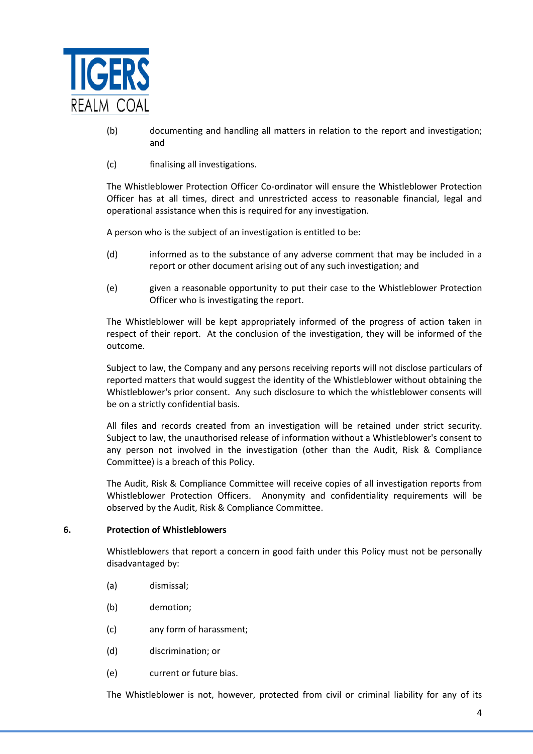(b) documenting and handling all matters in relation to the report and investigation; and

(c) finalising all investigations.

The Whistleblower Protection Officer Co-ordinator will ensure the Whistleblower Protection Officer has at all times, direct and unrestricted access to reasonable financial, legal and operational assistance when this is required for any investigation.

A person who is the subject of an investigation is entitled to be:

(d) informed as to the substance of any adverse comment that may be included in a report or other document arising out of any such investigation; and

(e) given a reasonable opportunity to put their case to the Whistleblower Protection Officer who is investigating the report.

The Whistleblower will be kept appropriately informed of the progress of action taken in respect of their report. At the conclusion of the investigation, they will be informed of the outcome.

Subject to law, the Company and any persons receiving reports will not disclose particulars of reported matters that would suggest the identity of the Whistleblower without obtaining the Whistleblower's prior consent. Any such disclosure to which the whistleblower consents will be on a strictly confidential basis.

All files and records created from an investigation will be retained under strict security. Subject to law, the unauthorised release of information without a Whistleblower's consent to any person not involved in the investigation (other than the Audit, Risk & Compliance Committee) is a breach of this Policy.

The Audit, Risk & Compliance Committee will receive copies of all investigation reports from Whistleblower Protection Officers. Anonymity and confidentiality requirements will be observed by the Audit, Risk & Compliance Committee.

## 6. Protection of Whistleblowers

Whistleblowers that report a concern in good faith under this Policy must not be personally disadvantaged by:

(a) dismissal;

(b) demotion;

(c) any form of harassment;

(d) discrimination; or

(e) current or future bias.

The Whistleblower is not, however, protected from civil or criminal liability for any of its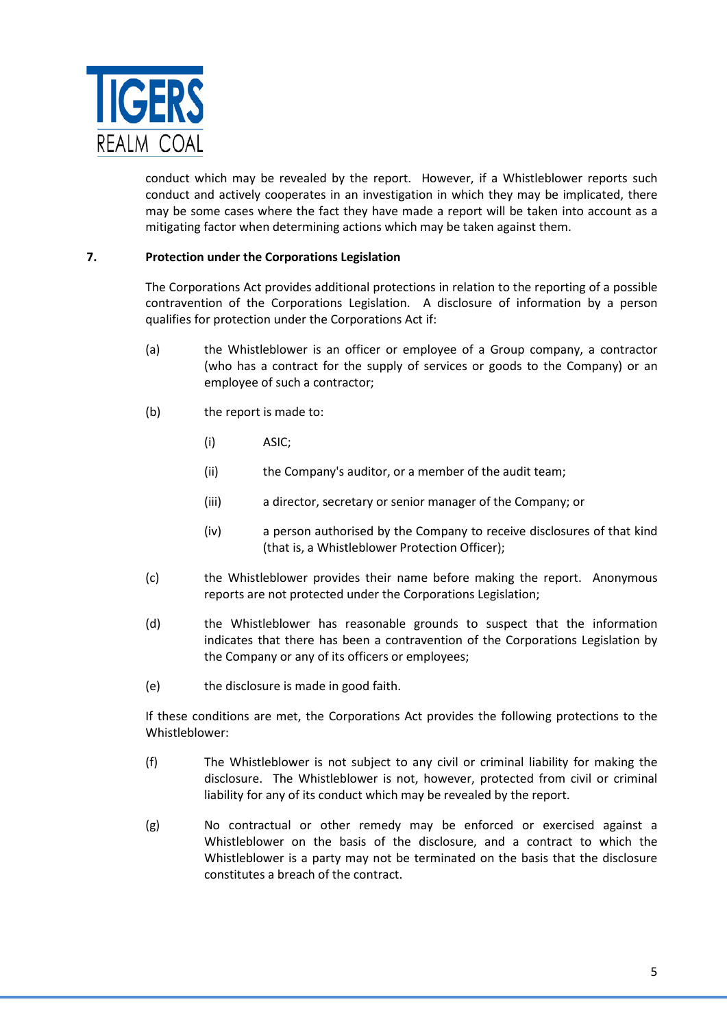conduct which may be revealed by the report. However, if a Whistleblower reports such conduct and actively cooperates in an investigation in which they may be implicated, there may be some cases where the fact they have made a report will be taken into account as a mitigating factor when determining actions which may be taken against them.

## 7. Protection under the Corporations Legislation

The Corporations Act provides additional protections in relation to the reporting of a possible contravention of the Corporations Legislation. A disclosure of information by a person qualifies for protection under the Corporations Act if:

(a) the Whistleblower is an officer or employee of a Group company, a contractor (who has a contract for the supply of services or goods to the Company) or an employee of such a contractor;

(b) the report is made to:

- (i) ASIC;
- (ii) the Company's auditor, or a member of the audit team;
- (iii) a director, secretary or senior manager of the Company; or
- (iv) a person authorised by the Company to receive disclosures of that kind (that is, a Whistleblower Protection Officer);

(c) the Whistleblower provides their name before making the report. Anonymous reports are not protected under the Corporations Legislation;

(d) the Whistleblower has reasonable grounds to suspect that the information indicates that there has been a contravention of the Corporations Legislation by the Company or any of its officers or employees;

(e) the disclosure is made in good faith.

If these conditions are met, the Corporations Act provides the following protections to the Whistleblower:

(f) The Whistleblower is not subject to any civil or criminal liability for making the disclosure. The Whistleblower is not, however, protected from civil or criminal liability for any of its conduct which may be revealed by the report.

(g) No contractual or other remedy may be enforced or exercised against a Whistleblower on the basis of the disclosure, and a contract to which the Whistleblower is a party may not be terminated on the basis that the disclosure constitutes a breach of the contract.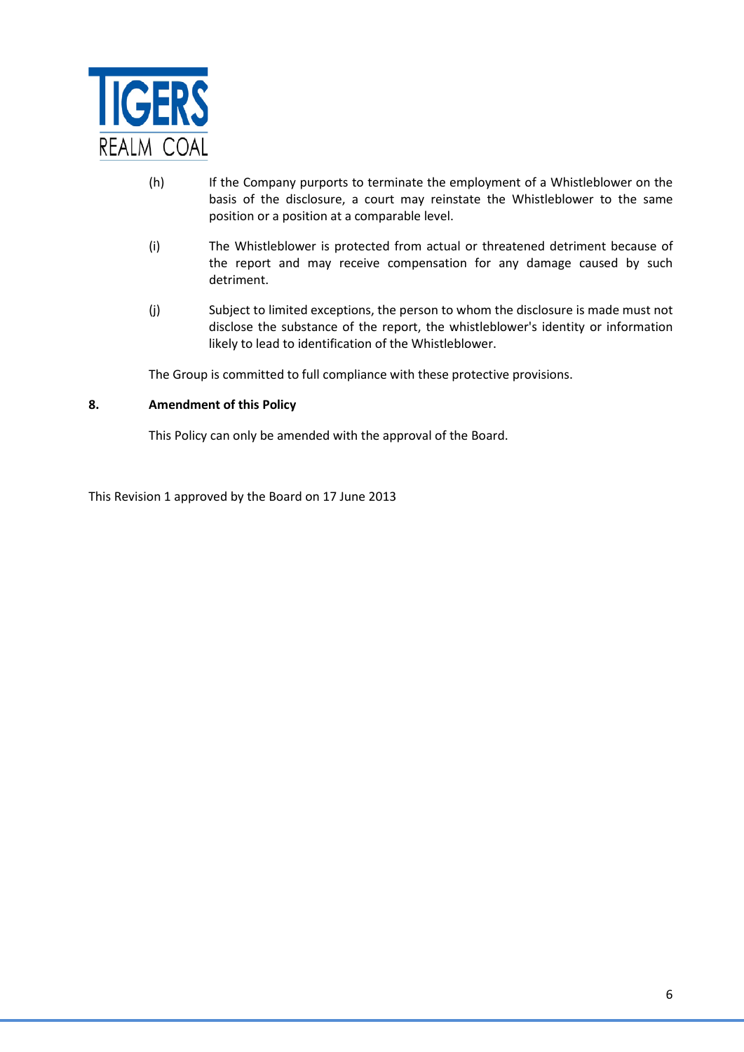(h) If the Company purports to terminate the employment of a Whistleblower on the basis of the disclosure, a court may reinstate the Whistleblower to the same position or a position at a comparable level.

(i) The Whistleblower is protected from actual or threatened detriment because of the report and may receive compensation for any damage caused by such detriment.

(j) Subject to limited exceptions, the person to whom the disclosure is made must not disclose the substance of the report, the whistleblower's identity or information likely to lead to identification of the Whistleblower.

The Group is committed to full compliance with these protective provisions.

## 8. Amendment of this Policy

This Policy can only be amended with the approval of the Board.

This Revision 1 approved by the Board on 17 June 2013